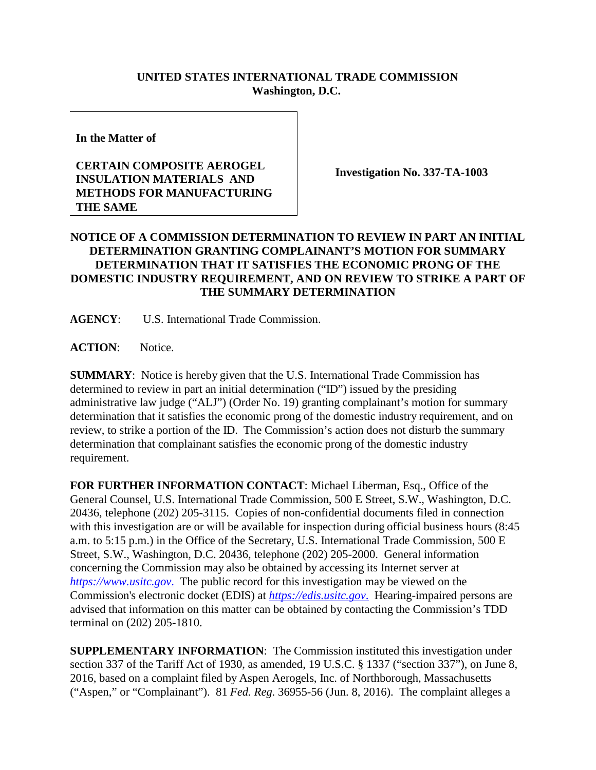**UNITED STATES INTERNATIONAL TRADE COMMISSION**
**Washington, D.C.**

**In the Matter of**

**CERTAIN COMPOSITE AEROGEL INSULATION MATERIALS AND METHODS FOR MANUFACTURING THE SAME**

**Investigation No. 337-TA-1003**

**NOTICE OF A COMMISSION DETERMINATION TO REVIEW IN PART AN INITIAL DETERMINATION GRANTING COMPLAINANT'S MOTION FOR SUMMARY DETERMINATION THAT IT SATISFIES THE ECONOMIC PRONG OF THE DOMESTIC INDUSTRY REQUIREMENT, AND ON REVIEW TO STRIKE A PART OF THE SUMMARY DETERMINATION**

**AGENCY**: U.S. International Trade Commission.

**ACTION**: Notice.

**SUMMARY**: Notice is hereby given that the U.S. International Trade Commission has determined to review in part an initial determination ("ID") issued by the presiding administrative law judge ("ALJ") (Order No. 19) granting complainant's motion for summary determination that it satisfies the economic prong of the domestic industry requirement, and on review, to strike a portion of the ID. The Commission's action does not disturb the summary determination that complainant satisfies the economic prong of the domestic industry requirement.

**FOR FURTHER INFORMATION CONTACT**: Michael Liberman, Esq., Office of the General Counsel, U.S. International Trade Commission, 500 E Street, S.W., Washington, D.C. 20436, telephone (202) 205-3115. Copies of non-confidential documents filed in connection with this investigation are or will be available for inspection during official business hours (8:45 a.m. to 5:15 p.m.) in the Office of the Secretary, U.S. International Trade Commission, 500 E Street, S.W., Washington, D.C. 20436, telephone (202) 205-2000. General information concerning the Commission may also be obtained by accessing its Internet server at *https://www.usitc.gov*. The public record for this investigation may be viewed on the Commission's electronic docket (EDIS) at *https://edis.usitc.gov*. Hearing-impaired persons are advised that information on this matter can be obtained by contacting the Commission's TDD terminal on (202) 205-1810.

**SUPPLEMENTARY INFORMATION**: The Commission instituted this investigation under section 337 of the Tariff Act of 1930, as amended, 19 U.S.C. § 1337 ("section 337"), on June 8, 2016, based on a complaint filed by Aspen Aerogels, Inc. of Northborough, Massachusetts ("Aspen," or "Complainant"). 81 *Fed. Reg.* 36955-56 (Jun. 8, 2016). The complaint alleges a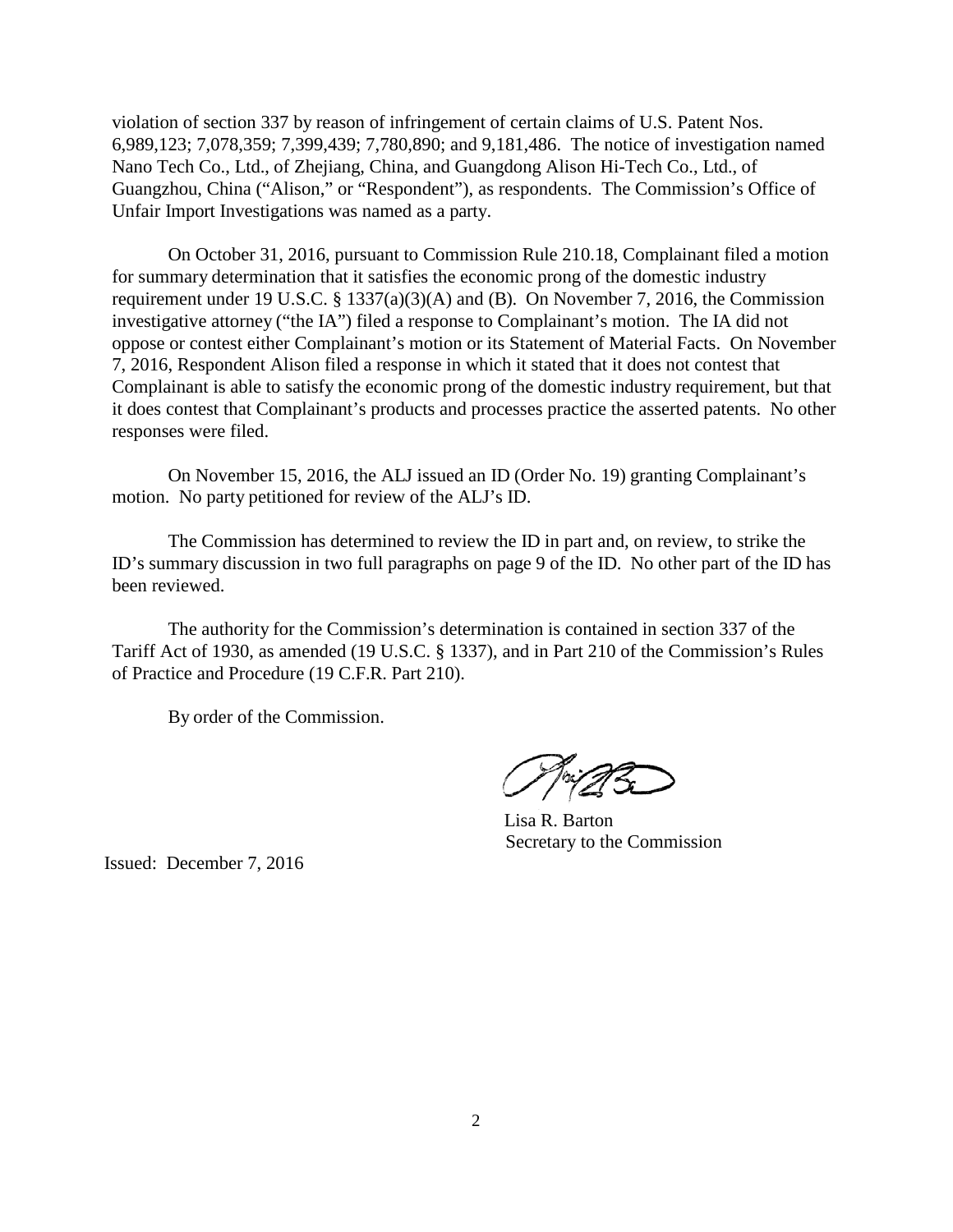violation of section 337 by reason of infringement of certain claims of U.S. Patent Nos. 6,989,123; 7,078,359; 7,399,439; 7,780,890; and 9,181,486. The notice of investigation named Nano Tech Co., Ltd., of Zhejiang, China, and Guangdong Alison Hi-Tech Co., Ltd., of Guangzhou, China ("Alison," or "Respondent"), as respondents. The Commission's Office of Unfair Import Investigations was named as a party.

On October 31, 2016, pursuant to Commission Rule 210.18, Complainant filed a motion for summary determination that it satisfies the economic prong of the domestic industry requirement under 19 U.S.C. § 1337(a)(3)(A) and (B). On November 7, 2016, the Commission investigative attorney ("the IA") filed a response to Complainant's motion. The IA did not oppose or contest either Complainant's motion or its Statement of Material Facts. On November 7, 2016, Respondent Alison filed a response in which it stated that it does not contest that Complainant is able to satisfy the economic prong of the domestic industry requirement, but that it does contest that Complainant's products and processes practice the asserted patents. No other responses were filed.

On November 15, 2016, the ALJ issued an ID (Order No. 19) granting Complainant's motion. No party petitioned for review of the ALJ's ID.

The Commission has determined to review the ID in part and, on review, to strike the ID's summary discussion in two full paragraphs on page 9 of the ID. No other part of the ID has been reviewed.

The authority for the Commission's determination is contained in section 337 of the Tariff Act of 1930, as amended (19 U.S.C. § 1337), and in Part 210 of the Commission's Rules of Practice and Procedure (19 C.F.R. Part 210).

By order of the Commission.

Lisa R. Barton
Secretary to the Commission

Issued: December 7, 2016